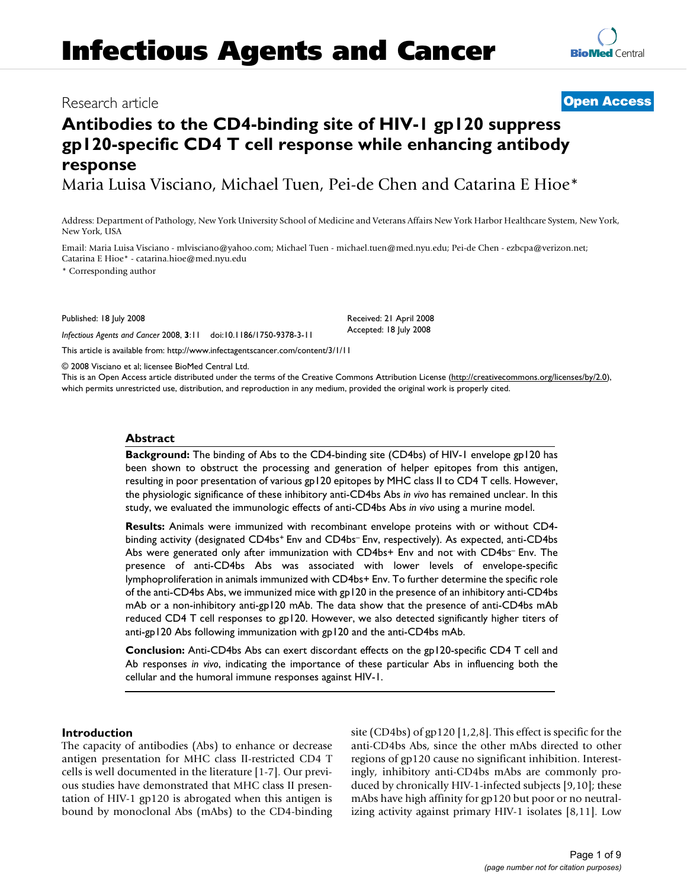# Infectious Agents and Cancer

Research article

**Open Access**

# Antibodies to the CD4-binding site of HIV-1 gp120 suppress gp120-specific CD4 T cell response while enhancing antibody response

Maria Luisa Visciano, Michael Tuen, Pei-de Chen and Catarina E Hioe*

Address: Department of Pathology, New York University School of Medicine and Veterans Affairs New York Harbor Healthcare System, New York, New York, USA

Email: Maria Luisa Visciano - mlvisciano@yahoo.com; Michael Tuen - michael.tuen@med.nyu.edu; Pei-de Chen - ezbcpa@verizon.net; Catarina E Hioe* - catarina.hioe@med.nyu.edu

* Corresponding author

Published: 18 July 2008

*Infectious Agents and Cancer* 2008, **3**:11 doi:10.1186/1750-9378-3-11

Received: 21 April 2008
Accepted: 18 July 2008

This article is available from: http://www.infectagentscancer.com/content/3/1/11

© 2008 Visciano et al; licensee BioMed Central Ltd.
This is an Open Access article distributed under the terms of the Creative Commons Attribution License (http://creativecommons.org/licenses/by/2.0), which permits unrestricted use, distribution, and reproduction in any medium, provided the original work is properly cited.

## Abstract

**Background:** The binding of Abs to the CD4-binding site (CD4bs) of HIV-1 envelope gp120 has been shown to obstruct the processing and generation of helper epitopes from this antigen, resulting in poor presentation of various gp120 epitopes by MHC class II to CD4 T cells. However, the physiologic significance of these inhibitory anti-CD4bs Abs *in vivo* has remained unclear. In this study, we evaluated the immunologic effects of anti-CD4bs Abs *in vivo* using a murine model.

**Results:** Animals were immunized with recombinant envelope proteins with or without CD4-binding activity (designated CD4bs$^+$ Env and CD4bs$^-$ Env, respectively). As expected, anti-CD4bs Abs were generated only after immunization with CD4bs+ Env and not with CD4bs$^-$ Env. The presence of anti-CD4bs Abs was associated with lower levels of envelope-specific lymphoproliferation in animals immunized with CD4bs+ Env. To further determine the specific role of the anti-CD4bs Abs, we immunized mice with gp120 in the presence of an inhibitory anti-CD4bs mAb or a non-inhibitory anti-gp120 mAb. The data show that the presence of anti-CD4bs mAb reduced CD4 T cell responses to gp120. However, we also detected significantly higher titers of anti-gp120 Abs following immunization with gp120 and the anti-CD4bs mAb.

**Conclusion:** Anti-CD4bs Abs can exert discordant effects on the gp120-specific CD4 T cell and Ab responses *in vivo*, indicating the importance of these particular Abs in influencing both the cellular and the humoral immune responses against HIV-1.

## Introduction

The capacity of antibodies (Abs) to enhance or decrease antigen presentation for MHC class II-restricted CD4 T cells is well documented in the literature [1-7]. Our previous studies have demonstrated that MHC class II presentation of HIV-1 gp120 is abrogated when this antigen is bound by monoclonal Abs (mAbs) to the CD4-binding site (CD4bs) of gp120 [1,2,8]. This effect is specific for the anti-CD4bs Abs, since the other mAbs directed to other regions of gp120 cause no significant inhibition. Interestingly, inhibitory anti-CD4bs mAbs are commonly produced by chronically HIV-1-infected subjects [9,10]; these mAbs have high affinity for gp120 but poor or no neutralizing activity against primary HIV-1 isolates [8,11]. Low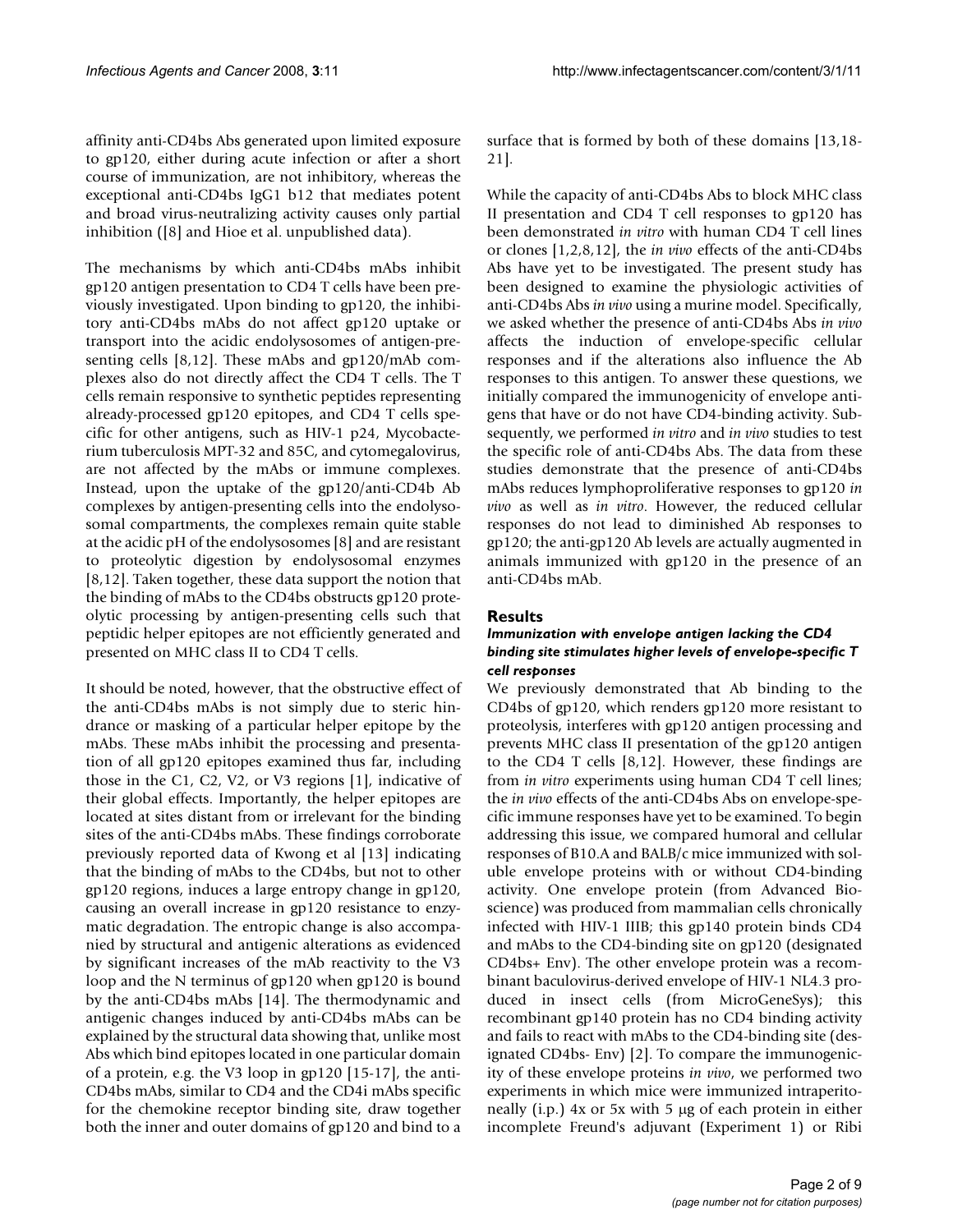affinity anti-CD4bs Abs generated upon limited exposure to gp120, either during acute infection or after a short course of immunization, are not inhibitory, whereas the exceptional anti-CD4bs IgG1 b12 that mediates potent and broad virus-neutralizing activity causes only partial inhibition ([8] and Hioe et al. unpublished data).

The mechanisms by which anti-CD4bs mAbs inhibit gp120 antigen presentation to CD4 T cells have been previously investigated. Upon binding to gp120, the inhibitory anti-CD4bs mAbs do not affect gp120 uptake or transport into the acidic endolysosomes of antigen-presenting cells [8,12]. These mAbs and gp120/mAb complexes also do not directly affect the CD4 T cells. The T cells remain responsive to synthetic peptides representing already-processed gp120 epitopes, and CD4 T cells specific for other antigens, such as HIV-1 p24, Mycobacterium tuberculosis MPT-32 and 85C, and cytomegalovirus, are not affected by the mAbs or immune complexes. Instead, upon the uptake of the gp120/anti-CD4b Ab complexes by antigen-presenting cells into the endolysosomal compartments, the complexes remain quite stable at the acidic pH of the endolysosomes [8] and are resistant to proteolytic digestion by endolysosomal enzymes [8,12]. Taken together, these data support the notion that the binding of mAbs to the CD4bs obstructs gp120 proteolytic processing by antigen-presenting cells such that peptidic helper epitopes are not efficiently generated and presented on MHC class II to CD4 T cells.

It should be noted, however, that the obstructive effect of the anti-CD4bs mAbs is not simply due to steric hindrance or masking of a particular helper epitope by the mAbs. These mAbs inhibit the processing and presentation of all gp120 epitopes examined thus far, including those in the C1, C2, V2, or V3 regions [1], indicative of their global effects. Importantly, the helper epitopes are located at sites distant from or irrelevant for the binding sites of the anti-CD4bs mAbs. These findings corroborate previously reported data of Kwong et al [13] indicating that the binding of mAbs to the CD4bs, but not to other gp120 regions, induces a large entropy change in gp120, causing an overall increase in gp120 resistance to enzymatic degradation. The entropic change is also accompanied by structural and antigenic alterations as evidenced by significant increases of the mAb reactivity to the V3 loop and the N terminus of gp120 when gp120 is bound by the anti-CD4bs mAbs [14]. The thermodynamic and antigenic changes induced by anti-CD4bs mAbs can be explained by the structural data showing that, unlike most Abs which bind epitopes located in one particular domain of a protein, e.g. the V3 loop in gp120 [15-17], the anti-CD4bs mAbs, similar to CD4 and the CD4i mAbs specific for the chemokine receptor binding site, draw together both the inner and outer domains of gp120 and bind to a surface that is formed by both of these domains [13,18-21].

While the capacity of anti-CD4bs Abs to block MHC class II presentation and CD4 T cell responses to gp120 has been demonstrated *in vitro* with human CD4 T cell lines or clones [1,2,8,12], the *in vivo* effects of the anti-CD4bs Abs have yet to be investigated. The present study has been designed to examine the physiologic activities of anti-CD4bs Abs *in vivo* using a murine model. Specifically, we asked whether the presence of anti-CD4bs Abs *in vivo* affects the induction of envelope-specific cellular responses and if the alterations also influence the Ab responses to this antigen. To answer these questions, we initially compared the immunogenicity of envelope antigens that have or do not have CD4-binding activity. Subsequently, we performed *in vitro* and *in vivo* studies to test the specific role of anti-CD4bs Abs. The data from these studies demonstrate that the presence of anti-CD4bs mAbs reduces lymphoproliferative responses to gp120 *in vivo* as well as *in vitro*. However, the reduced cellular responses do not lead to diminished Ab responses to gp120; the anti-gp120 Ab levels are actually augmented in animals immunized with gp120 in the presence of an anti-CD4bs mAb.

## Results

### *Immunization with envelope antigen lacking the CD4 binding site stimulates higher levels of envelope-specific T cell responses*

We previously demonstrated that Ab binding to the CD4bs of gp120, which renders gp120 more resistant to proteolysis, interferes with gp120 antigen processing and prevents MHC class II presentation of the gp120 antigen to the CD4 T cells [8,12]. However, these findings are from *in vitro* experiments using human CD4 T cell lines; the *in vivo* effects of the anti-CD4bs Abs on envelope-specific immune responses have yet to be examined. To begin addressing this issue, we compared humoral and cellular responses of B10.A and BALB/c mice immunized with soluble envelope proteins with or without CD4-binding activity. One envelope protein (from Advanced Bioscience) was produced from mammalian cells chronically infected with HIV-1 IIIB; this gp140 protein binds CD4 and mAbs to the CD4-binding site on gp120 (designated CD4bs+ Env). The other envelope protein was a recombinant baculovirus-derived envelope of HIV-1 NL4.3 produced in insect cells (from MicroGeneSys); this recombinant gp140 protein has no CD4 binding activity and fails to react with mAbs to the CD4-binding site (designated CD4bs- Env) [2]. To compare the immunogenicity of these envelope proteins *in vivo*, we performed two experiments in which mice were immunized intraperitoneally (i.p.) 4x or 5x with 5 μg of each protein in either incomplete Freund's adjuvant (Experiment 1) or Ribi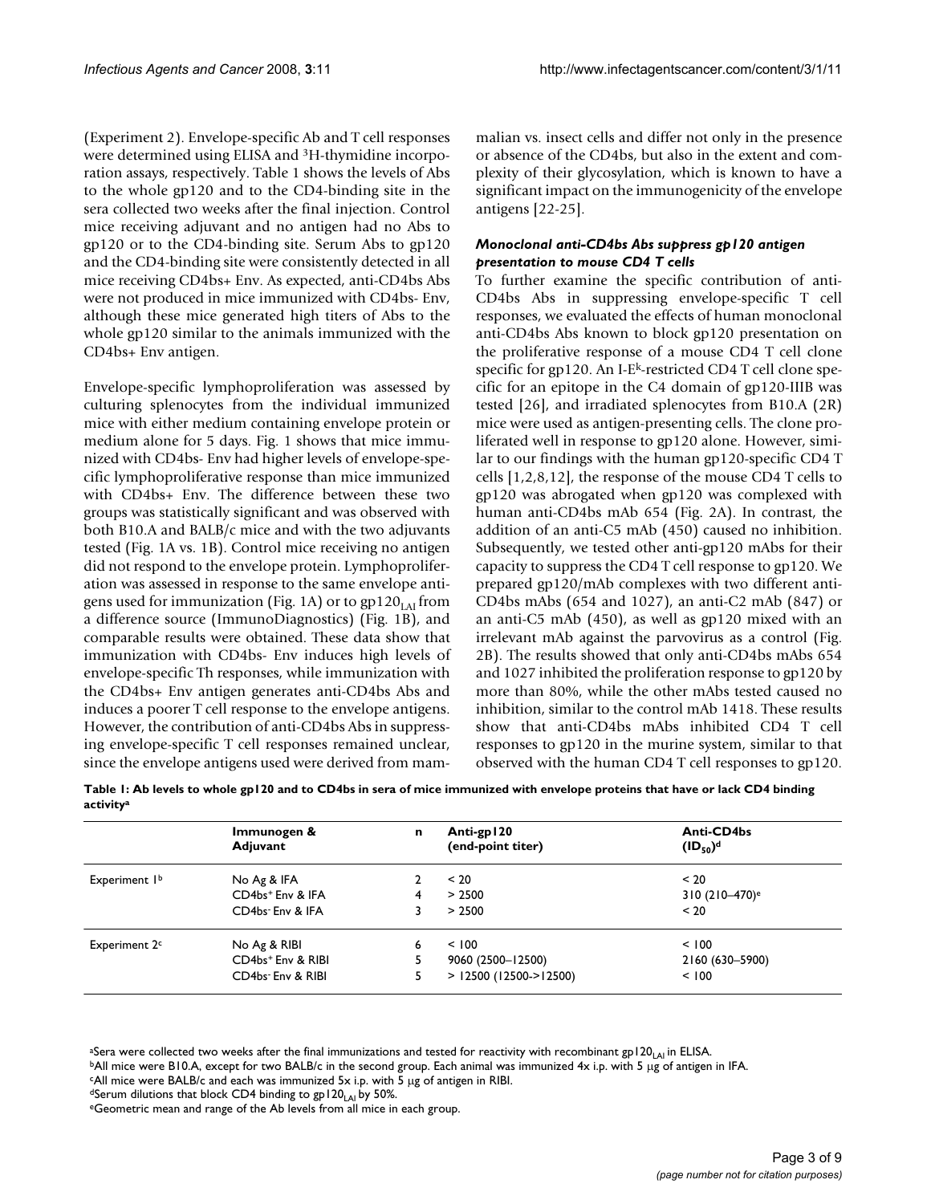(Experiment 2). Envelope-specific Ab and T cell responses were determined using ELISA and $^3$H-thymidine incorporation assays, respectively. Table 1 shows the levels of Abs to the whole gp120 and to the CD4-binding site in the sera collected two weeks after the final injection. Control mice receiving adjuvant and no antigen had no Abs to gp120 or to the CD4-binding site. Serum Abs to gp120 and the CD4-binding site were consistently detected in all mice receiving CD4bs+ Env. As expected, anti-CD4bs Abs were not produced in mice immunized with CD4bs- Env, although these mice generated high titers of Abs to the whole gp120 similar to the animals immunized with the CD4bs+ Env antigen.

Envelope-specific lymphoproliferation was assessed by culturing splenocytes from the individual immunized mice with either medium containing envelope protein or medium alone for 5 days. Fig. 1 shows that mice immunized with CD4bs- Env had higher levels of envelope-specific lymphoproliferative response than mice immunized with CD4bs+ Env. The difference between these two groups was statistically significant and was observed with both B10.A and BALB/c mice and with the two adjuvants tested (Fig. 1A vs. 1B). Control mice receiving no antigen did not respond to the envelope protein. Lymphoproliferation was assessed in response to the same envelope antigens used for immunization (Fig. 1A) or to gp120$_{LAI}$ from a difference source (ImmunoDiagnostics) (Fig. 1B), and comparable results were obtained. These data show that immunization with CD4bs- Env induces high levels of envelope-specific Th responses, while immunization with the CD4bs+ Env antigen generates anti-CD4bs Abs and induces a poorer T cell response to the envelope antigens. However, the contribution of anti-CD4bs Abs in suppressing envelope-specific T cell responses remained unclear, since the envelope antigens used were derived from mammalian vs. insect cells and differ not only in the presence or absence of the CD4bs, but also in the extent and complexity of their glycosylation, which is known to have a significant impact on the immunogenicity of the envelope antigens [22-25].

### *Monoclonal anti-CD4bs Abs suppress gp120 antigen presentation to mouse CD4 T cells*

To further examine the specific contribution of anti-CD4bs Abs in suppressing envelope-specific T cell responses, we evaluated the effects of human monoclonal anti-CD4bs Abs known to block gp120 presentation on the proliferative response of a mouse CD4 T cell clone specific for gp120. An I-E$^k$-restricted CD4 T cell clone specific for an epitope in the C4 domain of gp120-IIIB was tested [26], and irradiated splenocytes from B10.A (2R) mice were used as antigen-presenting cells. The clone proliferated well in response to gp120 alone. However, similar to our findings with the human gp120-specific CD4 T cells [1,2,8,12], the response of the mouse CD4 T cells to gp120 was abrogated when gp120 was complexed with human anti-CD4bs mAb 654 (Fig. 2A). In contrast, the addition of an anti-C5 mAb (450) caused no inhibition. Subsequently, we tested other anti-gp120 mAbs for their capacity to suppress the CD4 T cell response to gp120. We prepared gp120/mAb complexes with two different anti-CD4bs mAbs (654 and 1027), an anti-C2 mAb (847) or an anti-C5 mAb (450), as well as gp120 mixed with an irrelevant mAb against the parvovirus as a control (Fig. 2B). The results showed that only anti-CD4bs mAbs 654 and 1027 inhibited the proliferation response to gp120 by more than 80%, while the other mAbs tested caused no inhibition, similar to the control mAb 1418. These results show that anti-CD4bs mAbs inhibited CD4 T cell responses to gp120 in the murine system, similar to that observed with the human CD4 T cell responses to gp120.

**Table 1: Ab levels to whole gp120 and to CD4bs in sera of mice immunized with envelope proteins that have or lack CD4 binding activity[a]**

| | Immunogen & Adjuvant | n | Anti-gp120 (end-point titer) | Anti-CD4bs ($ID_{50}$)[d] |
|---|---|---|---|---|
| Experiment 1[b] | No Ag & IFA | 2 | < 20 | < 20 |
| | CD4bs+ Env & IFA | 4 | > 2500 | 310 (210–470)[e] |
| | CD4bs- Env & IFA | 3 | > 2500 | < 20 |
| Experiment 2[c] | No Ag & RIBI | 6 | < 100 | < 100 |
| | CD4bs+ Env & RIBI | 5 | 9060 (2500–12500) | 2160 (630–5900) |
| | CD4bs- Env & RIBI | 5 | > 12500 (12500->12500) | < 100 |

[a]Sera were collected two weeks after the final immunizations and tested for reactivity with recombinant gp120$_{LAI}$ in ELISA.
[b]All mice were B10.A, except for two BALB/c in the second group. Each animal was immunized 4x i.p. with 5 μg of antigen in IFA.
[c]All mice were BALB/c and each was immunized 5x i.p. with 5 μg of antigen in RIBI.
[d]Serum dilutions that block CD4 binding to gp120$_{LAI}$ by 50%.
[e]Geometric mean and range of the Ab levels from all mice in each group.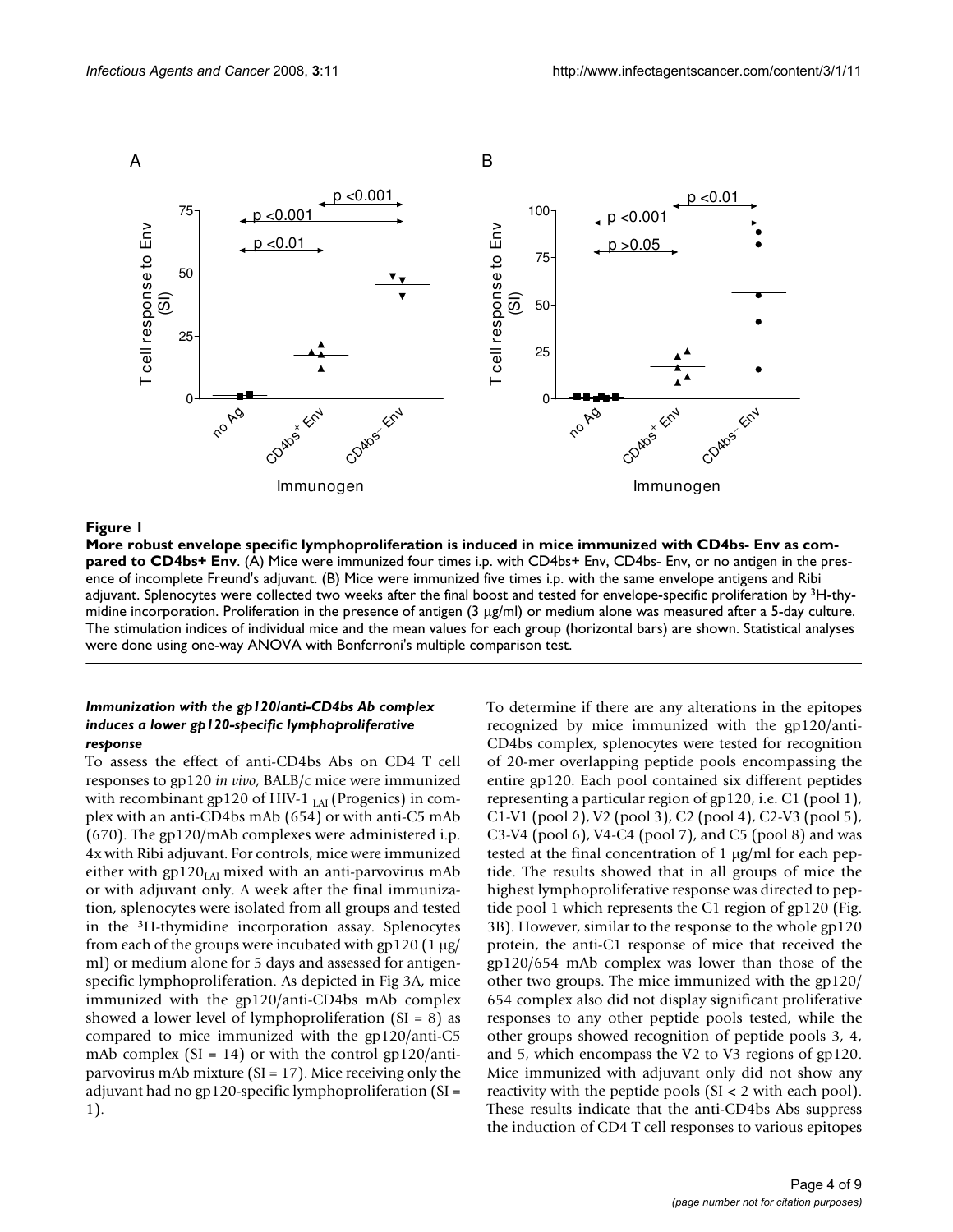**Figure 1**

**More robust envelope specific lymphoproliferation is induced in mice immunized with CD4bs- Env as compared to CD4bs+ Env**. (A) Mice were immunized four times i.p. with CD4bs+ Env, CD4bs- Env, or no antigen in the presence of incomplete Freund's adjuvant. (B) Mice were immunized five times i.p. with the same envelope antigens and Ribi adjuvant. Splenocytes were collected two weeks after the final boost and tested for envelope-specific proliferation by $^3$H-thymidine incorporation. Proliferation in the presence of antigen (3 μg/ml) or medium alone was measured after a 5-day culture. The stimulation indices of individual mice and the mean values for each group (horizontal bars) are shown. Statistical analyses were done using one-way ANOVA with Bonferroni's multiple comparison test.

### *Immunization with the gp120/anti-CD4bs Ab complex induces a lower gp120-specific lymphoproliferative response*

To assess the effect of anti-CD4bs Abs on CD4 T cell responses to gp120 *in vivo*, BALB/c mice were immunized with recombinant gp120 of HIV-1 $_{LAI}$ (Progenics) in complex with an anti-CD4bs mAb (654) or with anti-C5 mAb (670). The gp120/mAb complexes were administered i.p. 4x with Ribi adjuvant. For controls, mice were immunized either with gp120$_{LAI}$ mixed with an anti-parvovirus mAb or with adjuvant only. A week after the final immunization, splenocytes were isolated from all groups and tested in the $^3$H-thymidine incorporation assay. Splenocytes from each of the groups were incubated with gp120 (1 μg/ml) or medium alone for 5 days and assessed for antigen-specific lymphoproliferation. As depicted in Fig 3A, mice immunized with the gp120/anti-CD4bs mAb complex showed a lower level of lymphoproliferation (SI = 8) as compared to mice immunized with the gp120/anti-C5 mAb complex (SI = 14) or with the control gp120/anti-parvovirus mAb mixture (SI = 17). Mice receiving only the adjuvant had no gp120-specific lymphoproliferation (SI = 1).

To determine if there are any alterations in the epitopes recognized by mice immunized with the gp120/anti-CD4bs complex, splenocytes were tested for recognition of 20-mer overlapping peptide pools encompassing the entire gp120. Each pool contained six different peptides representing a particular region of gp120, i.e. C1 (pool 1), C1-V1 (pool 2), V2 (pool 3), C2 (pool 4), C2-V3 (pool 5), C3-V4 (pool 6), V4-C4 (pool 7), and C5 (pool 8) and was tested at the final concentration of 1 μg/ml for each peptide. The results showed that in all groups of mice the highest lymphoproliferative response was directed to peptide pool 1 which represents the C1 region of gp120 (Fig. 3B). However, similar to the response to the whole gp120 protein, the anti-C1 response of mice that received the gp120/654 mAb complex was lower than those of the other two groups. The mice immunized with the gp120/654 complex also did not display significant proliferative responses to any other peptide pools tested, while the other groups showed recognition of peptide pools 3, 4, and 5, which encompass the V2 to V3 regions of gp120. Mice immunized with adjuvant only did not show any reactivity with the peptide pools (SI < 2 with each pool). These results indicate that the anti-CD4bs Abs suppress the induction of CD4 T cell responses to various epitopes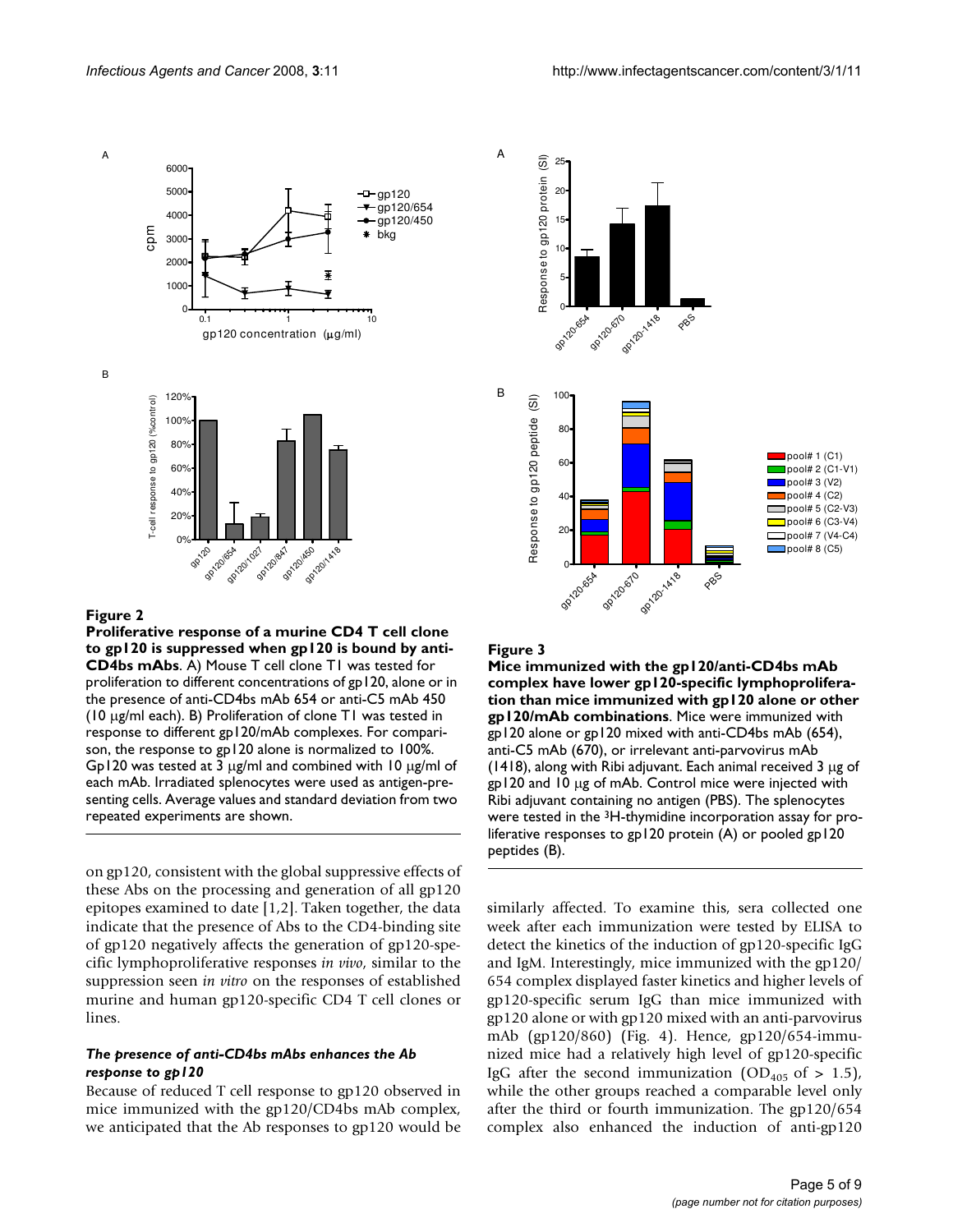**Figure 2**

**Proliferative response of a murine CD4 T cell clone to gp120 is suppressed when gp120 is bound by anti-CD4bs mAbs**. A) Mouse T cell clone T1 was tested for proliferation to different concentrations of gp120, alone or in the presence of anti-CD4bs mAb 654 or anti-C5 mAb 450 (10 μg/ml each). B) Proliferation of clone T1 was tested in response to different gp120/mAb complexes. For comparison, the response to gp120 alone is normalized to 100%. Gp120 was tested at 3 μg/ml and combined with 10 μg/ml of each mAb. Irradiated splenocytes were used as antigen-presenting cells. Average values and standard deviation from two repeated experiments are shown.

on gp120, consistent with the global suppressive effects of these Abs on the processing and generation of all gp120 epitopes examined to date [1,2]. Taken together, the data indicate that the presence of Abs to the CD4-binding site of gp120 negatively affects the generation of gp120-specific lymphoproliferative responses *in vivo*, similar to the suppression seen *in vitro* on the responses of established murine and human gp120-specific CD4 T cell clones or lines.

### *The presence of anti-CD4bs mAbs enhances the Ab response to gp120*

Because of reduced T cell response to gp120 observed in mice immunized with the gp120/CD4bs mAb complex, we anticipated that the Ab responses to gp120 would be similarly affected. To examine this, sera collected one week after each immunization were tested by ELISA to detect the kinetics of the induction of gp120-specific IgG and IgM. Interestingly, mice immunized with the gp120/654 complex displayed faster kinetics and higher levels of gp120-specific serum IgG than mice immunized with gp120 alone or with gp120 mixed with an anti-parvovirus mAb (gp120/860) (Fig. 4). Hence, gp120/654-immunized mice had a relatively high level of gp120-specific IgG after the second immunization ($OD_{405}$ of > 1.5), while the other groups reached a comparable level only after the third or fourth immunization. The gp120/654 complex also enhanced the induction of anti-gp120

**Figure 3**

**Mice immunized with the gp120/anti-CD4bs mAb complex have lower gp120-specific lymphoproliferation than mice immunized with gp120 alone or other gp120/mAb combinations**. Mice were immunized with gp120 alone or gp120 mixed with anti-CD4bs mAb (654), anti-C5 mAb (670), or irrelevant anti-parvovirus mAb (1418), along with Ribi adjuvant. Each animal received 3 μg of gp120 and 10 μg of mAb. Control mice were injected with Ribi adjuvant containing no antigen (PBS). The splenocytes were tested in the $^3$H-thymidine incorporation assay for proliferative responses to gp120 protein (A) or pooled gp120 peptides (B).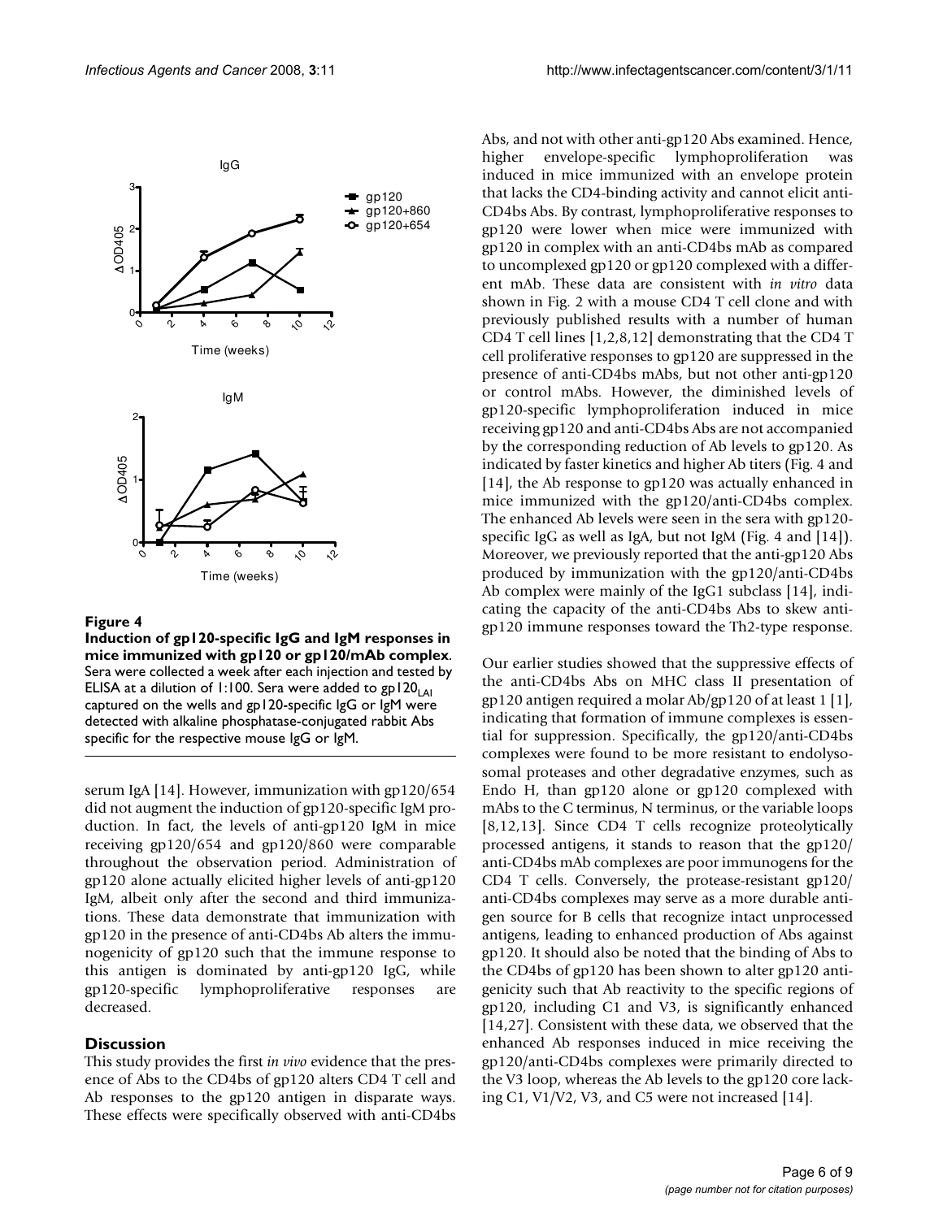**Figure 4**

**Induction of gp120-specific IgG and IgM responses in mice immunized with gp120 or gp120/mAb complex**. Sera were collected a week after each injection and tested by ELISA at a dilution of 1:100. Sera were added to $gp120_{LAI}$ captured on the wells and gp120-specific IgG or IgM were detected with alkaline phosphatase-conjugated rabbit Abs specific for the respective mouse IgG or IgM.

serum IgA [14]. However, immunization with gp120/654 did not augment the induction of gp120-specific IgM production. In fact, the levels of anti-gp120 IgM in mice receiving gp120/654 and gp120/860 were comparable throughout the observation period. Administration of gp120 alone actually elicited higher levels of anti-gp120 IgM, albeit only after the second and third immunizations. These data demonstrate that immunization with gp120 in the presence of anti-CD4bs Ab alters the immunogenicity of gp120 such that the immune response to this antigen is dominated by anti-gp120 IgG, while gp120-specific lymphoproliferative responses are decreased.

## Discussion

This study provides the first *in vivo* evidence that the presence of Abs to the CD4bs of gp120 alters CD4 T cell and Ab responses to the gp120 antigen in disparate ways. These effects were specifically observed with anti-CD4bs Abs, and not with other anti-gp120 Abs examined. Hence, higher envelope-specific lymphoproliferation was induced in mice immunized with an envelope protein that lacks the CD4-binding activity and cannot elicit anti-CD4bs Abs. By contrast, lymphoproliferative responses to gp120 were lower when mice were immunized with gp120 in complex with an anti-CD4bs mAb as compared to uncomplexed gp120 or gp120 complexed with a different mAb. These data are consistent with *in vitro* data shown in Fig. 2 with a mouse CD4 T cell clone and with previously published results with a number of human CD4 T cell lines [1,2,8,12] demonstrating that the CD4 T cell proliferative responses to gp120 are suppressed in the presence of anti-CD4bs mAbs, but not other anti-gp120 or control mAbs. However, the diminished levels of gp120-specific lymphoproliferation induced in mice receiving gp120 and anti-CD4bs Abs are not accompanied by the corresponding reduction of Ab levels to gp120. As indicated by faster kinetics and higher Ab titers (Fig. 4 and [14], the Ab response to gp120 was actually enhanced in mice immunized with the gp120/anti-CD4bs complex. The enhanced Ab levels were seen in the sera with gp120-specific IgG as well as IgA, but not IgM (Fig. 4 and [14]). Moreover, we previously reported that the anti-gp120 Abs produced by immunization with the gp120/anti-CD4bs Ab complex were mainly of the IgG1 subclass [14], indicating the capacity of the anti-CD4bs Abs to skew anti-gp120 immune responses toward the Th2-type response.

Our earlier studies showed that the suppressive effects of the anti-CD4bs Abs on MHC class II presentation of gp120 antigen required a molar Ab/gp120 of at least 1 [1], indicating that formation of immune complexes is essential for suppression. Specifically, the gp120/anti-CD4bs complexes were found to be more resistant to endolysosomal proteases and other degradative enzymes, such as Endo H, than gp120 alone or gp120 complexed with mAbs to the C terminus, N terminus, or the variable loops [8,12,13]. Since CD4 T cells recognize proteolytically processed antigens, it stands to reason that the gp120/anti-CD4bs mAb complexes are poor immunogens for the CD4 T cells. Conversely, the protease-resistant gp120/anti-CD4bs complexes may serve as a more durable antigen source for B cells that recognize intact unprocessed antigens, leading to enhanced production of Abs against gp120. It should also be noted that the binding of Abs to the CD4bs of gp120 has been shown to alter gp120 antigenicity such that Ab reactivity to the specific regions of gp120, including C1 and V3, is significantly enhanced [14,27]. Consistent with these data, we observed that the enhanced Ab responses induced in mice receiving the gp120/anti-CD4bs complexes were primarily directed to the V3 loop, whereas the Ab levels to the gp120 core lacking C1, V1/V2, V3, and C5 were not increased [14].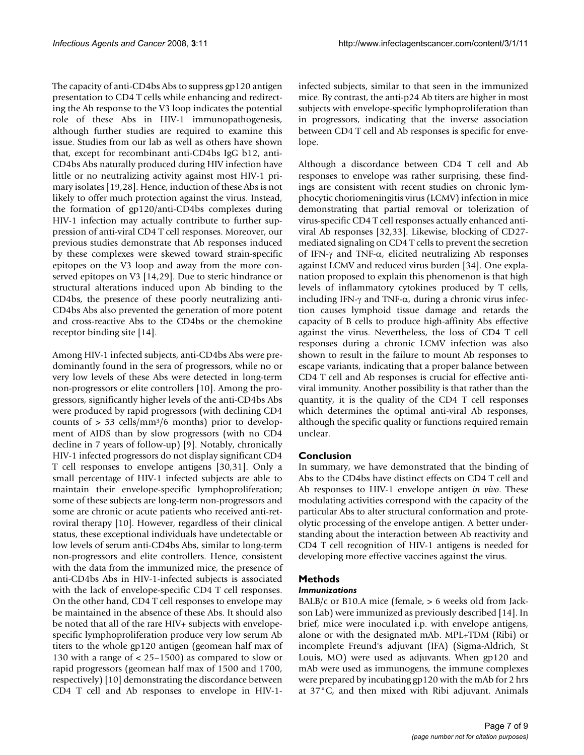The capacity of anti-CD4bs Abs to suppress gp120 antigen presentation to CD4 T cells while enhancing and redirecting the Ab response to the V3 loop indicates the potential role of these Abs in HIV-1 immunopathogenesis, although further studies are required to examine this issue. Studies from our lab as well as others have shown that, except for recombinant anti-CD4bs IgG b12, anti-CD4bs Abs naturally produced during HIV infection have little or no neutralizing activity against most HIV-1 primary isolates [19,28]. Hence, induction of these Abs is not likely to offer much protection against the virus. Instead, the formation of gp120/anti-CD4bs complexes during HIV-1 infection may actually contribute to further suppression of anti-viral CD4 T cell responses. Moreover, our previous studies demonstrate that Ab responses induced by these complexes were skewed toward strain-specific epitopes on the V3 loop and away from the more conserved epitopes on V3 [14,29]. Due to steric hindrance or structural alterations induced upon Ab binding to the CD4bs, the presence of these poorly neutralizing anti-CD4bs Abs also prevented the generation of more potent and cross-reactive Abs to the CD4bs or the chemokine receptor binding site [14].

Among HIV-1 infected subjects, anti-CD4bs Abs were predominantly found in the sera of progressors, while no or very low levels of these Abs were detected in long-term non-progressors or elite controllers [10]. Among the progressors, significantly higher levels of the anti-CD4bs Abs were produced by rapid progressors (with declining CD4 counts of > 53 cells/mm³/6 months) prior to development of AIDS than by slow progressors (with no CD4 decline in 7 years of follow-up) [9]. Notably, chronically HIV-1 infected progressors do not display significant CD4 T cell responses to envelope antigens [30,31]. Only a small percentage of HIV-1 infected subjects are able to maintain their envelope-specific lymphoproliferation; some of these subjects are long-term non-progressors and some are chronic or acute patients who received anti-retroviral therapy [10]. However, regardless of their clinical status, these exceptional individuals have undetectable or low levels of serum anti-CD4bs Abs, similar to long-term non-progressors and elite controllers. Hence, consistent with the data from the immunized mice, the presence of anti-CD4bs Abs in HIV-1-infected subjects is associated with the lack of envelope-specific CD4 T cell responses. On the other hand, CD4 T cell responses to envelope may be maintained in the absence of these Abs. It should also be noted that all of the rare HIV+ subjects with envelope-specific lymphoproliferation produce very low serum Ab titers to the whole gp120 antigen (geomean half max of 130 with a range of < 25–1500) as compared to slow or rapid progressors (geomean half max of 1500 and 1700, respectively) [10] demonstrating the discordance between CD4 T cell and Ab responses to envelope in HIV-1-infected subjects, similar to that seen in the immunized mice. By contrast, the anti-p24 Ab titers are higher in most subjects with envelope-specific lymphoproliferation than in progressors, indicating that the inverse association between CD4 T cell and Ab responses is specific for envelope.

Although a discordance between CD4 T cell and Ab responses to envelope was rather surprising, these findings are consistent with recent studies on chronic lymphocytic choriomeningitis virus (LCMV) infection in mice demonstrating that partial removal or tolerization of virus-specific CD4 T cell responses actually enhanced anti-viral Ab responses [32,33]. Likewise, blocking of CD27-mediated signaling on CD4 T cells to prevent the secretion of IFN-γ and TNF-α, elicited neutralizing Ab responses against LCMV and reduced virus burden [34]. One explanation proposed to explain this phenomenon is that high levels of inflammatory cytokines produced by T cells, including IFN-γ and TNF-α, during a chronic virus infection causes lymphoid tissue damage and retards the capacity of B cells to produce high-affinity Abs effective against the virus. Nevertheless, the loss of CD4 T cell responses during a chronic LCMV infection was also shown to result in the failure to mount Ab responses to escape variants, indicating that a proper balance between CD4 T cell and Ab responses is crucial for effective anti-viral immunity. Another possibility is that rather than the quantity, it is the quality of the CD4 T cell responses which determines the optimal anti-viral Ab responses, although the specific quality or functions required remain unclear.

## Conclusion

In summary, we have demonstrated that the binding of Abs to the CD4bs have distinct effects on CD4 T cell and Ab responses to HIV-1 envelope antigen *in vivo*. These modulating activities correspond with the capacity of the particular Abs to alter structural conformation and proteolytic processing of the envelope antigen. A better understanding about the interaction between Ab reactivity and CD4 T cell recognition of HIV-1 antigens is needed for developing more effective vaccines against the virus.

## Methods

### *Immunizations*

BALB/c or B10.A mice (female, > 6 weeks old from Jackson Lab) were immunized as previously described [14]. In brief, mice were inoculated i.p. with envelope antigens, alone or with the designated mAb. MPL+TDM (Ribi) or incomplete Freund's adjuvant (IFA) (Sigma-Aldrich, St Louis, MO) were used as adjuvants. When gp120 and mAb were used as immunogens, the immune complexes were prepared by incubating gp120 with the mAb for 2 hrs at 37°C, and then mixed with Ribi adjuvant. Animals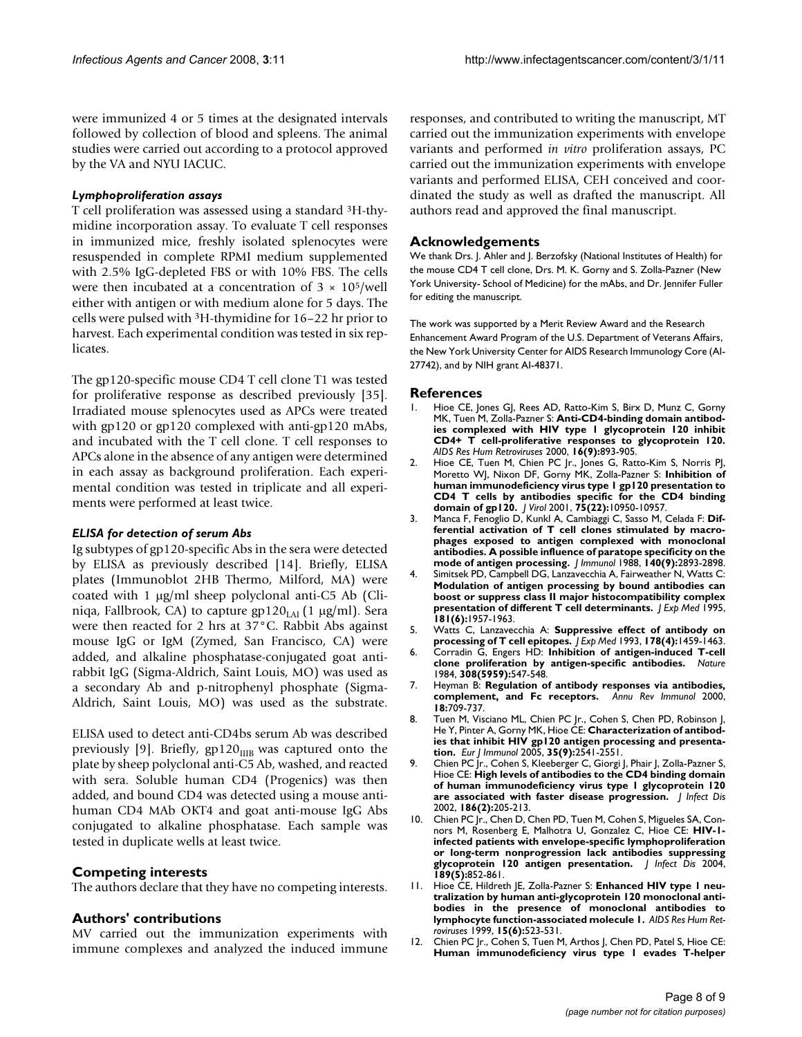were immunized 4 or 5 times at the designated intervals followed by collection of blood and spleens. The animal studies were carried out according to a protocol approved by the VA and NYU IACUC.

### *Lymphoproliferation assays*

T cell proliferation was assessed using a standard $^3$H-thymidine incorporation assay. To evaluate T cell responses in immunized mice, freshly isolated splenocytes were resuspended in complete RPMI medium supplemented with 2.5% IgG-depleted FBS or with 10% FBS. The cells were then incubated at a concentration of $3 \times 10^5$/well either with antigen or with medium alone for 5 days. The cells were pulsed with $^3$H-thymidine for 16–22 hr prior to harvest. Each experimental condition was tested in six replicates.

The gp120-specific mouse CD4 T cell clone T1 was tested for proliferative response as described previously [35]. Irradiated mouse splenocytes used as APCs were treated with gp120 or gp120 complexed with anti-gp120 mAbs, and incubated with the T cell clone. T cell responses to APCs alone in the absence of any antigen were determined in each assay as background proliferation. Each experimental condition was tested in triplicate and all experiments were performed at least twice.

### *ELISA for detection of serum Abs*

Ig subtypes of gp120-specific Abs in the sera were detected by ELISA as previously described [14]. Briefly, ELISA plates (Immunoblot 2HB Thermo, Milford, MA) were coated with 1 μg/ml sheep polyclonal anti-C5 Ab (Cliniqa, Fallbrook, CA) to capture gp120$_{LAI}$ (1 μg/ml). Sera were then reacted for 2 hrs at 37°C. Rabbit Abs against mouse IgG or IgM (Zymed, San Francisco, CA) were added, and alkaline phosphatase-conjugated goat anti-rabbit IgG (Sigma-Aldrich, Saint Louis, MO) was used as a secondary Ab and p-nitrophenyl phosphate (Sigma-Aldrich, Saint Louis, MO) was used as the substrate.

ELISA used to detect anti-CD4bs serum Ab was described previously [9]. Briefly, gp120$_{IIIB}$ was captured onto the plate by sheep polyclonal anti-C5 Ab, washed, and reacted with sera. Soluble human CD4 (Progenics) was then added, and bound CD4 was detected using a mouse anti-human CD4 MAb OKT4 and goat anti-mouse IgG Abs conjugated to alkaline phosphatase. Each sample was tested in duplicate wells at least twice.

## Competing interests

The authors declare that they have no competing interests.

## Authors' contributions

MV carried out the immunization experiments with immune complexes and analyzed the induced immune responses, and contributed to writing the manuscript, MT carried out the immunization experiments with envelope variants and performed *in vitro* proliferation assays, PC carried out the immunization experiments with envelope variants and performed ELISA, CEH conceived and coordinated the study as well as drafted the manuscript. All authors read and approved the final manuscript.

## Acknowledgements

We thank Drs. J. Ahler and J. Berzofsky (National Institutes of Health) for the mouse CD4 T cell clone, Drs. M. K. Gorny and S. Zolla-Pazner (New York University- School of Medicine) for the mAbs, and Dr. Jennifer Fuller for editing the manuscript.

The work was supported by a Merit Review Award and the Research Enhancement Award Program of the U.S. Department of Veterans Affairs, the New York University Center for AIDS Research Immunology Core (AI-27742), and by NIH grant AI-48371.

## References

1. Hioe CE, Jones GJ, Rees AD, Ratto-Kim S, Birx D, Munz C, Gorny MK, Tuen M, Zolla-Pazner S: **Anti-CD4-binding domain antibodies complexed with HIV type 1 glycoprotein 120 inhibit CD4+ T cell-proliferative responses to glycoprotein 120.** *AIDS Res Hum Retroviruses* 2000, **16(9):**893-905.
2. Hioe CE, Tuen M, Chien PC Jr., Jones G, Ratto-Kim S, Norris PJ, Moretto WJ, Nixon DF, Gorny MK, Zolla-Pazner S: **Inhibition of human immunodeficiency virus type 1 gp120 presentation to CD4 T cells by antibodies specific for the CD4 binding domain of gp120.** *J Virol* 2001, **75(22):**10950-10957.
3. Manca F, Fenoglio D, Kunkl A, Cambiaggi C, Sasso M, Celada F: **Differential activation of T cell clones stimulated by macrophages exposed to antigen complexed with monoclonal antibodies. A possible influence of paratope specificity on the mode of antigen processing.** *J Immunol* 1988, **140(9):**2893-2898.
4. Simitsek PD, Campbell DG, Lanzavecchia A, Fairweather N, Watts C: **Modulation of antigen processing by bound antibodies can boost or suppress class II major histocompatibility complex presentation of different T cell determinants.** *J Exp Med* 1995, **181(6):**1957-1963.
5. Watts C, Lanzavecchia A: **Suppressive effect of antibody on processing of T cell epitopes.** *J Exp Med* 1993, **178(4):**1459-1463.
6. Corradin G, Engers HD: **Inhibition of antigen-induced T-cell clone proliferation by antigen-specific antibodies.** *Nature* 1984, **308(5959):**547-548.
7. Heyman B: **Regulation of antibody responses via antibodies, complement, and Fc receptors.** *Annu Rev Immunol* 2000, **18:**709-737.
8. Tuen M, Visciano ML, Chien PC Jr., Cohen S, Chen PD, Robinson J, He Y, Pinter A, Gorny MK, Hioe CE: **Characterization of antibodies that inhibit HIV gp120 antigen processing and presentation.** *Eur J Immunol* 2005, **35(9):**2541-2551.
9. Chien PC Jr., Cohen S, Kleeberger C, Giorgi J, Phair J, Zolla-Pazner S, Hioe CE: **High levels of antibodies to the CD4 binding domain of human immunodeficiency virus type 1 glycoprotein 120 are associated with faster disease progression.** *J Infect Dis* 2002, **186(2):**205-213.
10. Chien PC Jr., Chen D, Chen PD, Tuen M, Cohen S, Migueles SA, Connors M, Rosenberg E, Malhotra U, Gonzalez C, Hioe CE: **HIV-1-infected patients with envelope-specific lymphoproliferation or long-term nonprogression lack antibodies suppressing glycoprotein 120 antigen presentation.** *J Infect Dis* 2004, **189(5):**852-861.
11. Hioe CE, Hildreth JE, Zolla-Pazner S: **Enhanced HIV type 1 neutralization by human anti-glycoprotein 120 monoclonal antibodies in the presence of monoclonal antibodies to lymphocyte function-associated molecule 1.** *AIDS Res Hum Retroviruses* 1999, **15(6):**523-531.
12. Chien PC Jr., Cohen S, Tuen M, Arthos J, Chen PD, Patel S, Hioe CE: **Human immunodeficiency virus type 1 evades T-helper**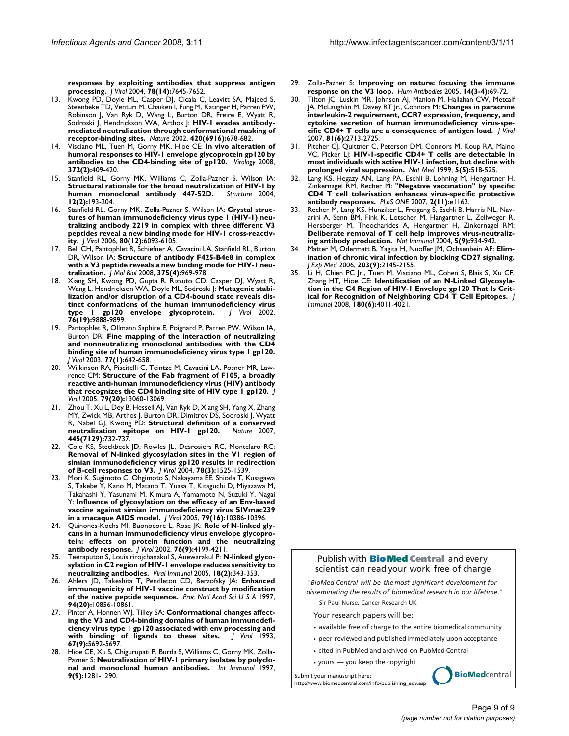responses by exploiting antibodies that suppress antigen processing. *J Virol* 2004, **78(14):**7645-7652.

13. Kwong PD, Doyle ML, Casper DJ, Cicala C, Leavitt SA, Majeed S, Steenbeke TD, Venturi M, Chaiken I, Fung M, Katinger H, Parren PW, Robinson J, Van Ryk D, Wang L, Burton DR, Freire E, Wyatt R, Sodroski J, Hendrickson WA, Arthos J: **HIV-1 evades antibody-mediated neutralization through conformational masking of receptor-binding sites.** *Nature* 2002, **420(6916):**678-682.
14. Visciano ML, Tuen M, Gorny MK, Hioe CE: **In vivo alteration of humoral responses to HIV-1 envelope glycoprotein gp120 by antibodies to the CD4-binding site of gp120.** *Virology* 2008, **372(2):**409-420.
15. Stanfield RL, Gorny MK, Williams C, Zolla-Pazner S, Wilson IA: **Structural rationale for the broad neutralization of HIV-1 by human monoclonal antibody 447-52D.** *Structure* 2004, **12(2):**193-204.
16. Stanfield RL, Gorny MK, Zolla-Pazner S, Wilson IA: **Crystal structures of human immunodeficiency virus type 1 (HIV-1) neutralizing antibody 2219 in complex with three different V3 peptides reveal a new binding mode for HIV-1 cross-reactivity.** *J Virol* 2006, **80(12):**6093-6105.
17. Bell CH, Pantophlet R, Schiefner A, Cavacini LA, Stanfield RL, Burton DR, Wilson IA: **Structure of antibody F425-B4e8 in complex with a V3 peptide reveals a new binding mode for HIV-1 neutralization.** *J Mol Biol* 2008, **375(4):**969-978.
18. Xiang SH, Kwong PD, Gupta R, Rizzuto CD, Casper DJ, Wyatt R, Wang L, Hendrickson WA, Doyle ML, Sodroski J: **Mutagenic stabilization and/or disruption of a CD4-bound state reveals distinct conformations of the human immunodeficiency virus type 1 gp120 envelope glycoprotein.** *J Virol* 2002, **76(19):**9888-9899.
19. Pantophlet R, Ollmann Saphire E, Poignard P, Parren PW, Wilson IA, Burton DR: **Fine mapping of the interaction of neutralizing and nonneutralizing monoclonal antibodies with the CD4 binding site of human immunodeficiency virus type 1 gp120.** *J Virol* 2003, **77(1):**642-658.
20. Wilkinson RA, Piscitelli C, Teintze M, Cavacini LA, Posner MR, Lawrence CM: **Structure of the Fab fragment of F105, a broadly reactive anti-human immunodeficiency virus (HIV) antibody that recognizes the CD4 binding site of HIV type 1 gp120.** *J Virol* 2005, **79(20):**13060-13069.
21. Zhou T, Xu L, Dey B, Hessell AJ, Van Ryk D, Xiang SH, Yang X, Zhang MY, Zwick MB, Arthos J, Burton DR, Dimitrov DS, Sodroski J, Wyatt R, Nabel GJ, Kwong PD: **Structural definition of a conserved neutralization epitope on HIV-1 gp120.** *Nature* 2007, **445(7129):**732-737.
22. Cole KS, Steckbeck JD, Rowles JL, Desrosiers RC, Montelaro RC: **Removal of N-linked glycosylation sites in the V1 region of simian immunodeficiency virus gp120 results in redirection of B-cell responses to V3.** *J Virol* 2004, **78(3):**1525-1539.
23. Mori K, Sugimoto C, Ohgimoto S, Nakayama EE, Shioda T, Kusagawa S, Takebe Y, Kano M, Matano T, Yuasa T, Kitaguchi D, Miyazawa M, Takahashi Y, Yasunami M, Kimura A, Yamamoto N, Suzuki Y, Nagai Y: **Influence of glycosylation on the efficacy of an Env-based vaccine against simian immunodeficiency virus SIVmac239 in a macaque AIDS model.** *J Virol* 2005, **79(16):**10386-10396.
24. Quinones-Kochs MI, Buonocore L, Rose JK: **Role of N-linked glycans in a human immunodeficiency virus envelope glycoprotein: effects on protein function and the neutralizing antibody response.** *J Virol* 2002, **76(9):**4199-4211.
25. Teeraputon S, Louisirirojchanakul S, Auewarakul P: **N-linked glycosylation in C2 region of HIV-1 envelope reduces sensitivity to neutralizing antibodies.** *Viral Immunol* 2005, **18(2):**343-353.
26. Ahlers JD, Takeshita T, Pendleton CD, Berzofsky JA: **Enhanced immunogenicity of HIV-1 vaccine construct by modification of the native peptide sequence.** *Proc Natl Acad Sci U S A* 1997, **94(20):**10856-10861.
27. Pinter A, Honnen WJ, Tilley SA: **Conformational changes affecting the V3 and CD4-binding domains of human immunodeficiency virus type 1 gp120 associated with env processing and with binding of ligands to these sites.** *J Virol* 1993, **67(9):**5692-5697.
28. Hioe CE, Xu S, Chigurupati P, Burda S, Williams C, Gorny MK, Zolla-Pazner S: **Neutralization of HIV-1 primary isolates by polyclonal and monoclonal human antibodies.** *Int Immunol* 1997, **9(9):**1281-1290.
29. Zolla-Pazner S: **Improving on nature: focusing the immune response on the V3 loop.** *Hum Antibodies* 2005, **14(3-4):**69-72.
30. Tilton JC, Luskin MR, Johnson AJ, Manion M, Hallahan CW, Metcalf JA, McLaughlin M, Davey RT Jr., Connors M: **Changes in paracrine interleukin-2 requirement, CCR7 expression, frequency, and cytokine secretion of human immunodeficiency virus-specific CD4+ T cells are a consequence of antigen load.** *J Virol* 2007, **81(6):**2713-2725.
31. Pitcher CJ, Quittner C, Peterson DM, Connors M, Koup RA, Maino VC, Picker LJ: **HIV-1-specific CD4+ T cells are detectable in most individuals with active HIV-1 infection, but decline with prolonged viral suppression.** *Nat Med* 1999, **5(5):**518-525.
32. Lang KS, Hegazy AN, Lang PA, Eschli B, Lohning M, Hengartner H, Zinkernagel RM, Recher M: **"Negative vaccination" by specific CD4 T cell tolerisation enhances virus-specific protective antibody responses.** *PLoS ONE* 2007, **2(11):**e1162.
33. Recher M, Lang KS, Hunziker L, Freigang S, Eschli B, Harris NL, Navarini A, Senn BM, Fink K, Lotscher M, Hangartner L, Zellweger R, Hersberger M, Theocharides A, Hengartner H, Zinkernagel RM: **Deliberate removal of T cell help improves virus-neutralizing antibody production.** *Nat Immunol* 2004, **5(9):**934-942.
34. Matter M, Odermatt B, Yagita H, Nuoffer JM, Ochsenbein AF: **Elimination of chronic viral infection by blocking CD27 signaling.** *J Exp Med* 2006, **203(9):**2145-2155.
35. Li H, Chien PC Jr., Tuen M, Visciano ML, Cohen S, Blais S, Xu CF, Zhang HT, Hioe CE: **Identification of an N-Linked Glycosylation in the C4 Region of HIV-1 Envelope gp120 That Is Critical for Recognition of Neighboring CD4 T Cell Epitopes.** *J Immunol* 2008, **180(6):**4011-4021.

Publish with **BioMed Central** and every scientist can read your work free of charge

*"BioMed Central will be the most significant development for disseminating the results of biomedical research in our lifetime."*
Sir Paul Nurse, Cancer Research UK

Your research papers will be:

- available free of charge to the entire biomedical community
- peer reviewed and published immediately upon acceptance
- cited in PubMed and archived on PubMed Central
- yours — you keep the copyright

Submit your manuscript here:
http://www.biomedcentral.com/info/publishing_adv.asp

BioMedcentral